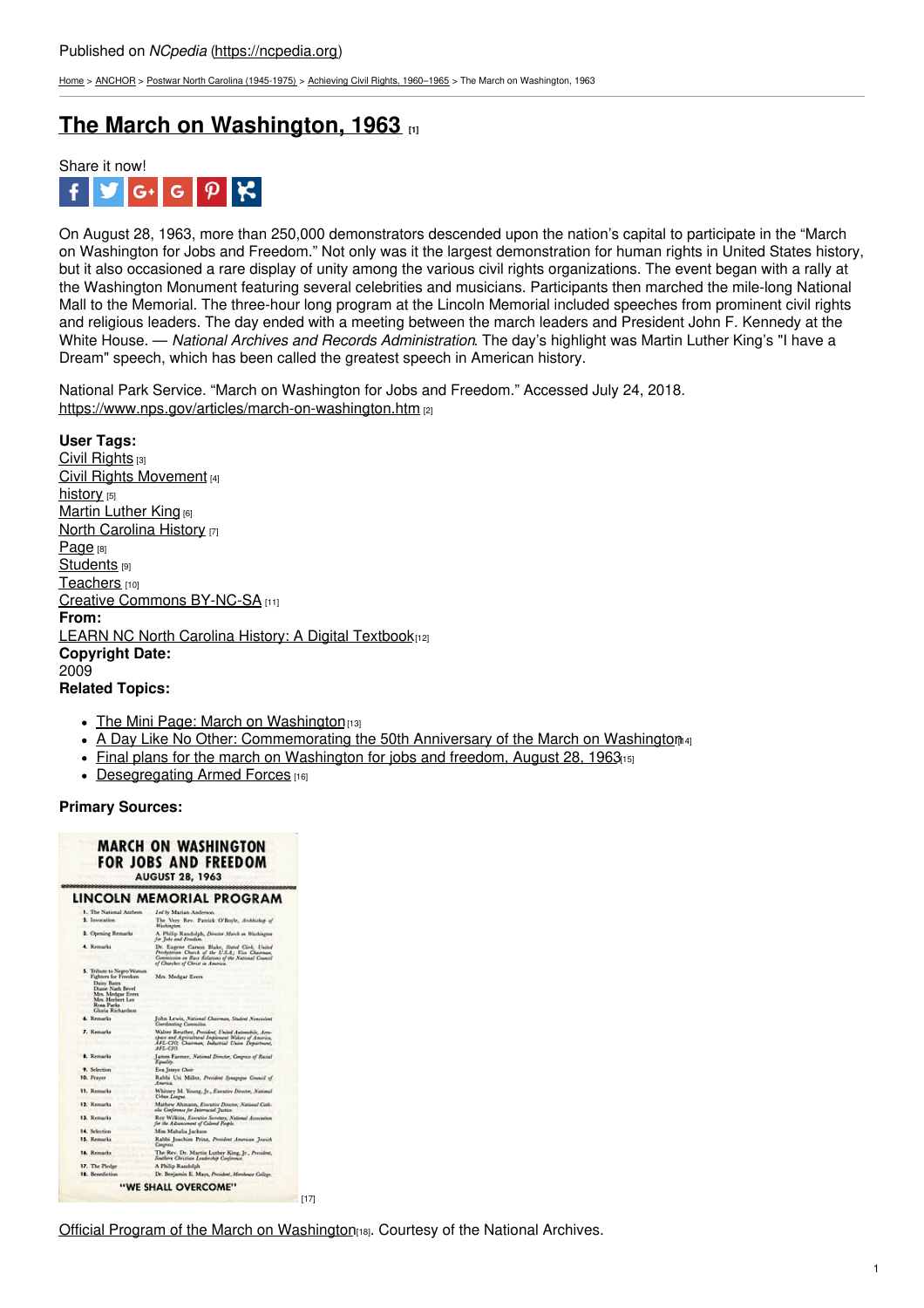Published on *NCpedia* (https://ncpedia.org)

Home > ANCHOR > Postwar North Carolina (1945-1975) > Achieving Civil Rights, 1960–1965 > The March on Washington, 1963

# The March on Washington, 1963 [1]

Share it now!

On August 28, 1963, more than 250,000 demonstrators descended upon the nation's capital to participate in the "March on Washington for Jobs and Freedom." Not only was it the largest demonstration for human rights in United States history, but it also occasioned a rare display of unity among the various civil rights organizations. The event began with a rally at the Washington Monument featuring several celebrities and musicians. Participants then marched the mile-long National Mall to the Memorial. The three-hour long program at the Lincoln Memorial included speeches from prominent civil rights and religious leaders. The day ended with a meeting between the march leaders and President John F. Kennedy at the White House. — *National Archives and Records Administration*. The day's highlight was Martin Luther King's "I have a Dream" speech, which has been called the greatest speech in American history.

National Park Service. "March on Washington for Jobs and Freedom." Accessed July 24, 2018. https://www.nps.gov/articles/march-on-washington.htm [2]

**User Tags:**
Civil Rights [3]
Civil Rights Movement [4]
history [5]
Martin Luther King [6]
North Carolina History [7]
Page [8]
Students [9]
Teachers [10]
Creative Commons BY-NC-SA [11]
**From:**
LEARN NC North Carolina History: A Digital Textbook [12]
**Copyright Date:**
2009
**Related Topics:**

- The Mini Page: March on Washington [13]
- A Day Like No Other: Commemorating the 50th Anniversary of the March on Washington [14]
- Final plans for the march on Washington for jobs and freedom, August 28, 1963 [15]
- Desegregating Armed Forces [16]

**Primary Sources:**

[17]

Official Program of the March on Washington [18]. Courtesy of the National Archives.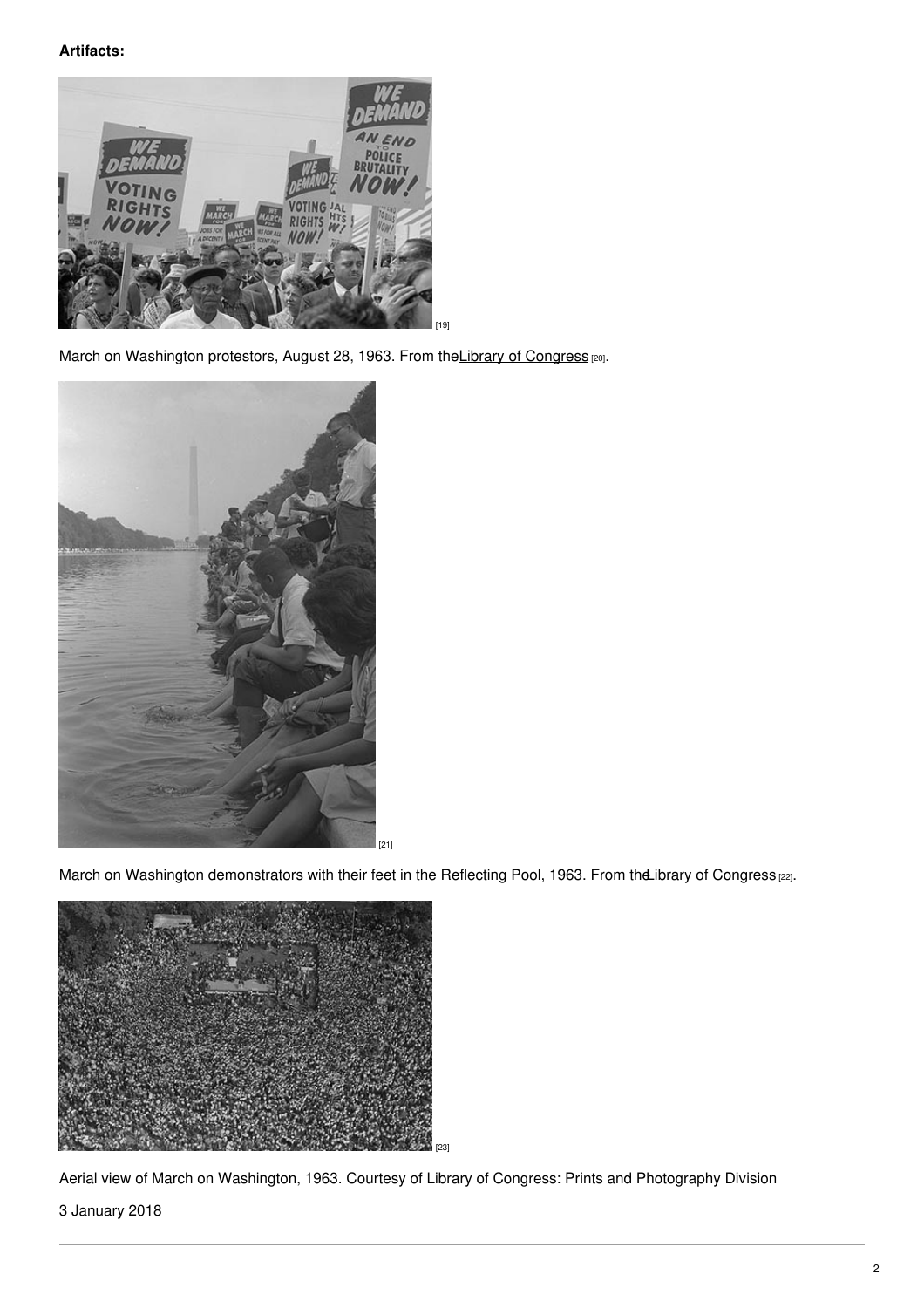**Artifacts:**

[19]

March on Washington protestors, August 28, 1963. From the Library of Congress [20].

[21]

March on Washington demonstrators with their feet in the Reflecting Pool, 1963. From the Library of Congress [22].

[23]

Aerial view of March on Washington, 1963. Courtesy of Library of Congress: Prints and Photography Division

3 January 2018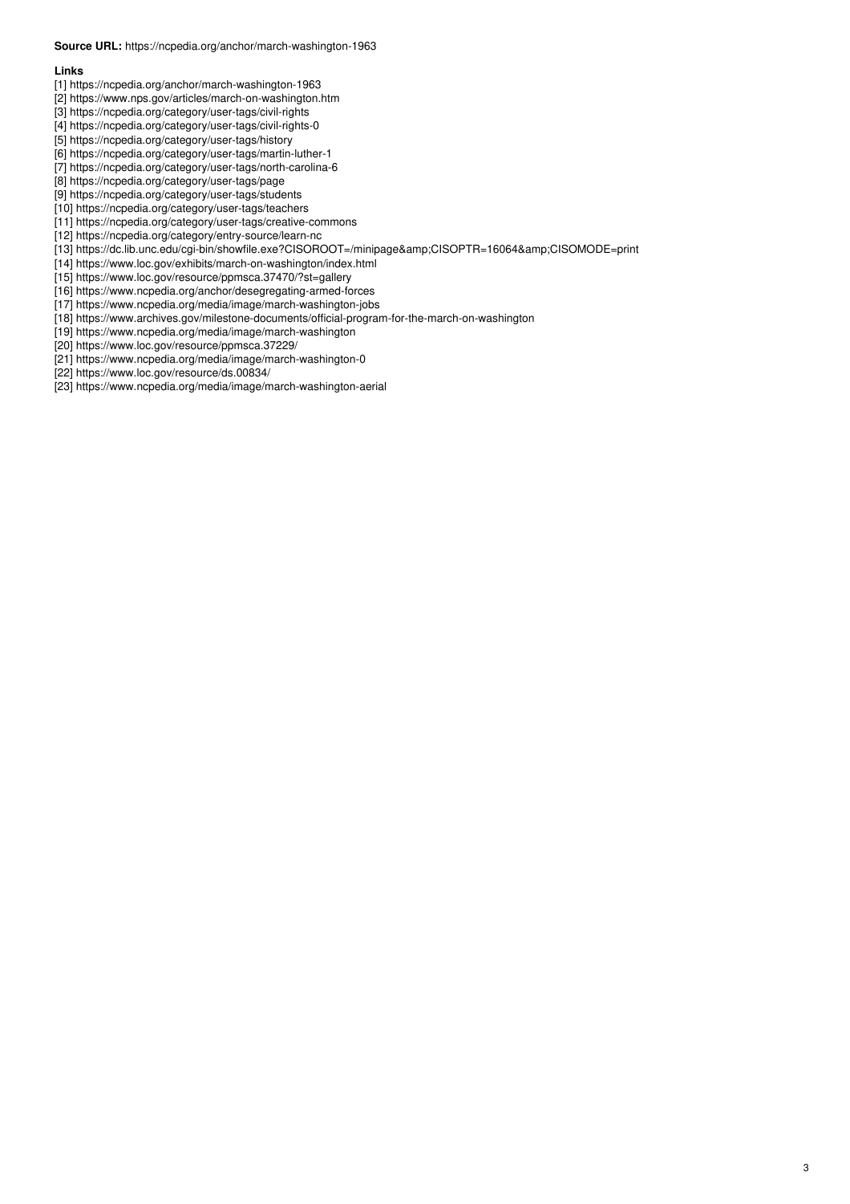**Source URL:** https://ncpedia.org/anchor/march-washington-1963

**Links**

[1] https://ncpedia.org/anchor/march-washington-1963
[2] https://www.nps.gov/articles/march-on-washington.htm
[3] https://ncpedia.org/category/user-tags/civil-rights
[4] https://ncpedia.org/category/user-tags/civil-rights-0
[5] https://ncpedia.org/category/user-tags/history
[6] https://ncpedia.org/category/user-tags/martin-luther-1
[7] https://ncpedia.org/category/user-tags/north-carolina-6
[8] https://ncpedia.org/category/user-tags/page
[9] https://ncpedia.org/category/user-tags/students
[10] https://ncpedia.org/category/user-tags/teachers
[11] https://ncpedia.org/category/user-tags/creative-commons
[12] https://ncpedia.org/category/entry-source/learn-nc
[13] https://dc.lib.unc.edu/cgi-bin/showfile.exe?CISOROOT=/minipage&amp;CISOPTR=16064&amp;CISOMODE=print
[14] https://www.loc.gov/exhibits/march-on-washington/index.html
[15] https://www.loc.gov/resource/ppmsca.37470/?st=gallery
[16] https://www.ncpedia.org/anchor/desegregating-armed-forces
[17] https://www.ncpedia.org/media/image/march-washington-jobs
[18] https://www.archives.gov/milestone-documents/official-program-for-the-march-on-washington
[19] https://www.ncpedia.org/media/image/march-washington
[20] https://www.loc.gov/resource/ppmsca.37229/
[21] https://www.ncpedia.org/media/image/march-washington-0
[22] https://www.loc.gov/resource/ds.00834/
[23] https://www.ncpedia.org/media/image/march-washington-aerial